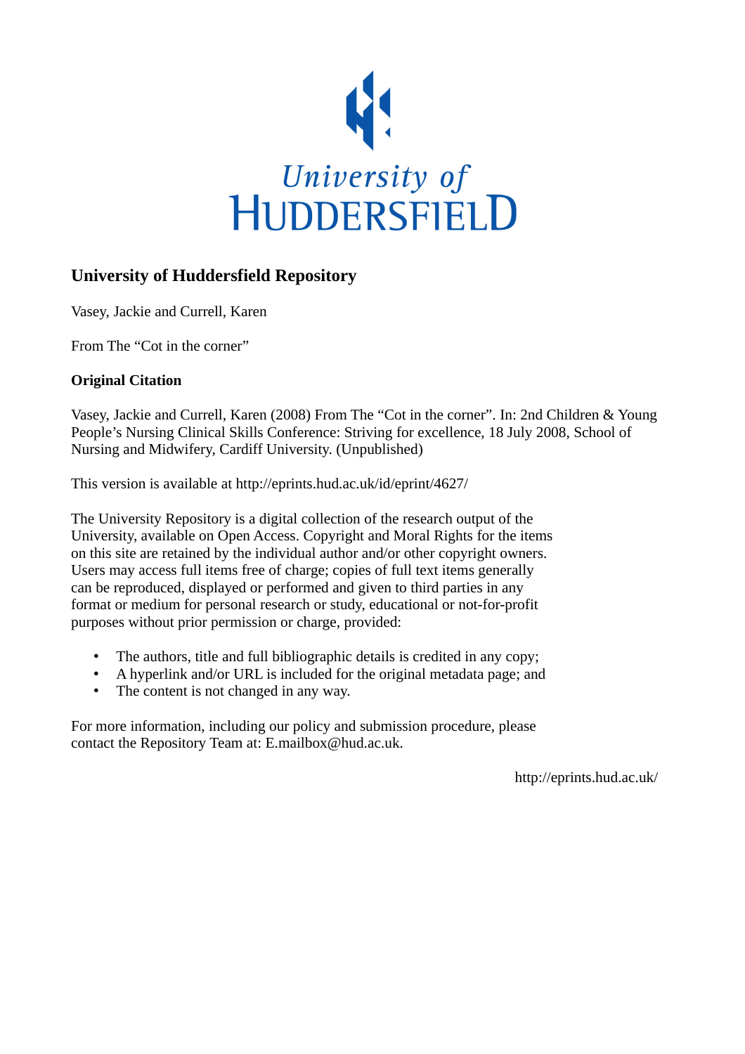University of HUDDERSFIELD

## University of Huddersfield Repository

Vasey, Jackie and Currell, Karen

From The "Cot in the corner"

### Original Citation

Vasey, Jackie and Currell, Karen (2008) From The "Cot in the corner". In: 2nd Children & Young People's Nursing Clinical Skills Conference: Striving for excellence, 18 July 2008, School of Nursing and Midwifery, Cardiff University. (Unpublished)

This version is available at http://eprints.hud.ac.uk/id/eprint/4627/

The University Repository is a digital collection of the research output of the University, available on Open Access. Copyright and Moral Rights for the items on this site are retained by the individual author and/or other copyright owners. Users may access full items free of charge; copies of full text items generally can be reproduced, displayed or performed and given to third parties in any format or medium for personal research or study, educational or not-for-profit purposes without prior permission or charge, provided:

- The authors, title and full bibliographic details is credited in any copy;
- A hyperlink and/or URL is included for the original metadata page; and
- The content is not changed in any way.

For more information, including our policy and submission procedure, please contact the Repository Team at: E.mailbox@hud.ac.uk.

http://eprints.hud.ac.uk/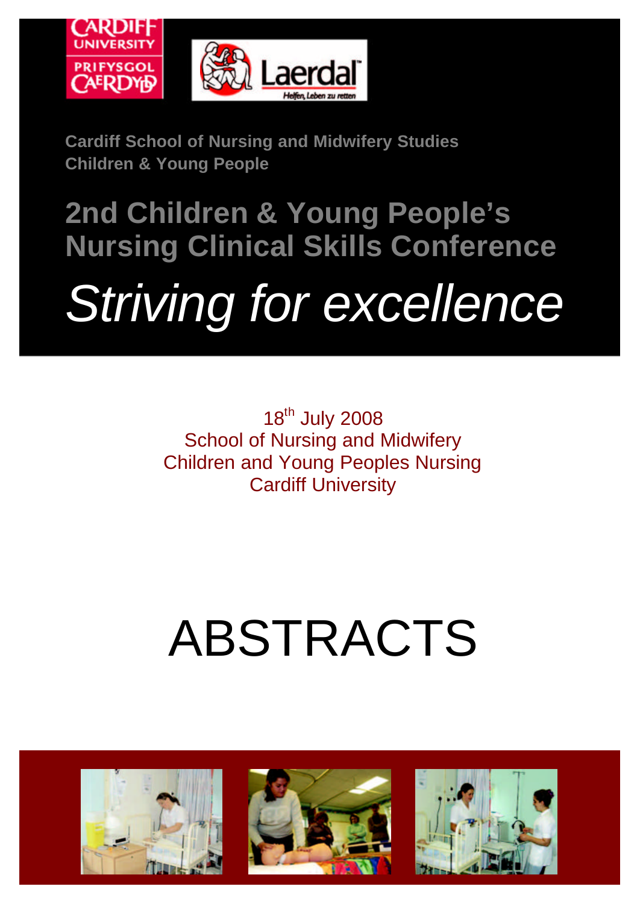Cardiff School of Nursing and Midwifery Studies
Children & Young People

# 2nd Children & Young People's Nursing Clinical Skills Conference

## *Striving for excellence*

18th July 2008
School of Nursing and Midwifery
Children and Young Peoples Nursing
Cardiff University

# ABSTRACTS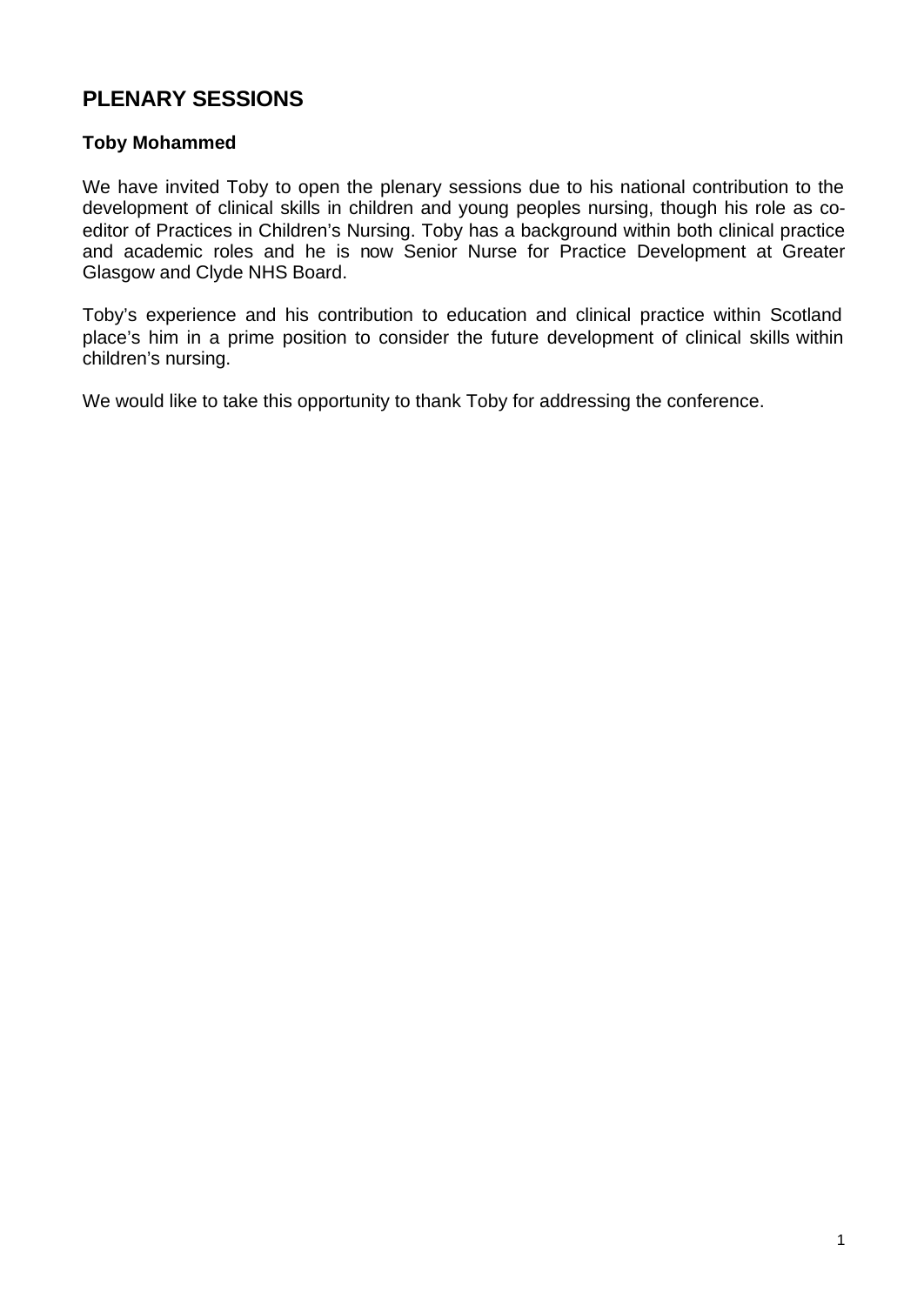## PLENARY SESSIONS

### Toby Mohammed

We have invited Toby to open the plenary sessions due to his national contribution to the development of clinical skills in children and young peoples nursing, though his role as co-editor of Practices in Children's Nursing. Toby has a background within both clinical practice and academic roles and he is now Senior Nurse for Practice Development at Greater Glasgow and Clyde NHS Board.

Toby's experience and his contribution to education and clinical practice within Scotland place's him in a prime position to consider the future development of clinical skills within children's nursing.

We would like to take this opportunity to thank Toby for addressing the conference.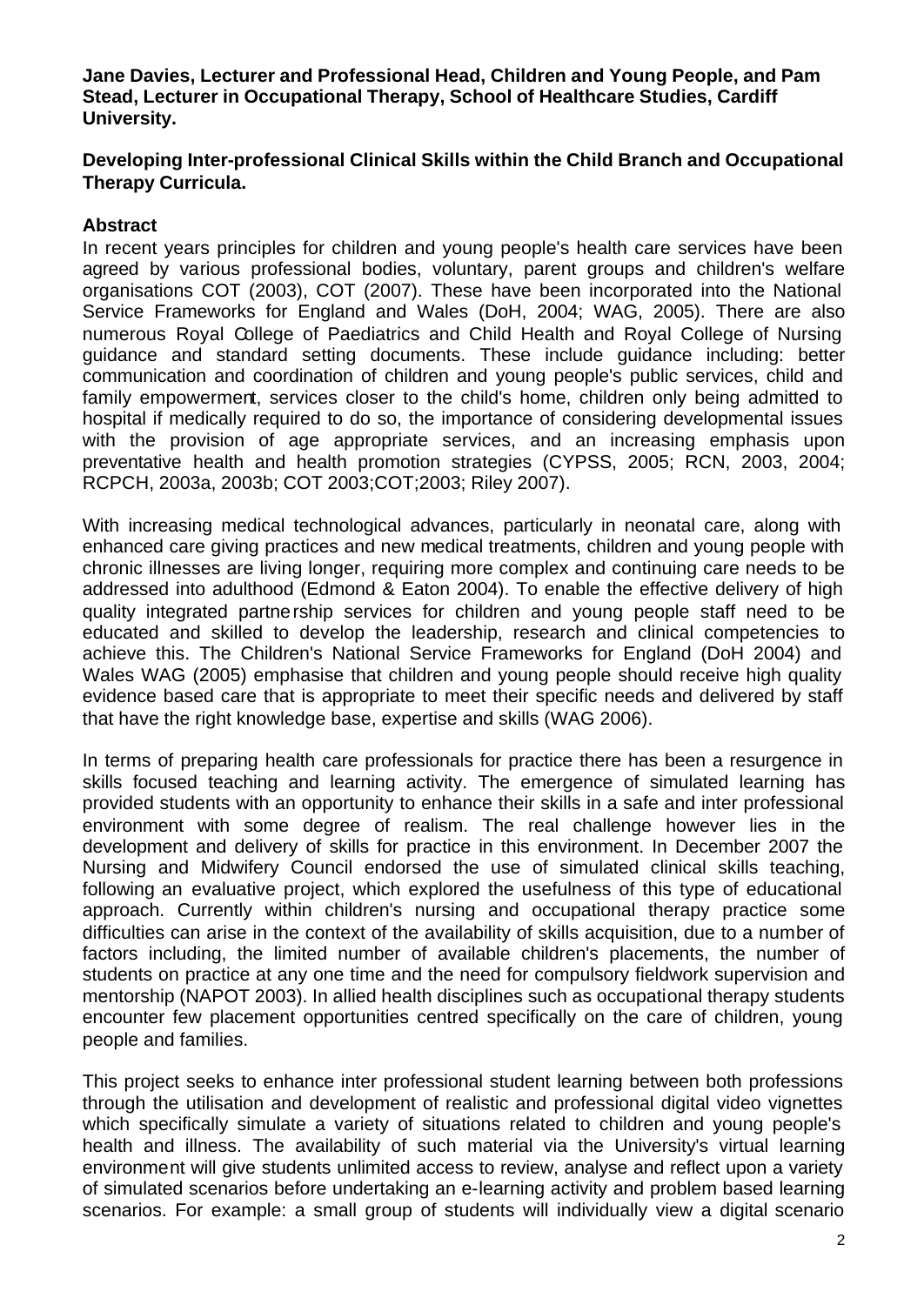**Jane Davies, Lecturer and Professional Head, Children and Young People, and Pam Stead, Lecturer in Occupational Therapy, School of Healthcare Studies, Cardiff University.**

**Developing Inter-professional Clinical Skills within the Child Branch and Occupational Therapy Curricula.**

## Abstract

In recent years principles for children and young people's health care services have been agreed by various professional bodies, voluntary, parent groups and children's welfare organisations COT (2003), COT (2007). These have been incorporated into the National Service Frameworks for England and Wales (DoH, 2004; WAG, 2005). There are also numerous Royal College of Paediatrics and Child Health and Royal College of Nursing guidance and standard setting documents. These include guidance including: better communication and coordination of children and young people's public services, child and family empowerment, services closer to the child's home, children only being admitted to hospital if medically required to do so, the importance of considering developmental issues with the provision of age appropriate services, and an increasing emphasis upon preventative health and health promotion strategies (CYPSS, 2005; RCN, 2003, 2004; RCPCH, 2003a, 2003b; COT 2003;COT;2003; Riley 2007).

With increasing medical technological advances, particularly in neonatal care, along with enhanced care giving practices and new medical treatments, children and young people with chronic illnesses are living longer, requiring more complex and continuing care needs to be addressed into adulthood (Edmond & Eaton 2004). To enable the effective delivery of high quality integrated partnership services for children and young people staff need to be educated and skilled to develop the leadership, research and clinical competencies to achieve this. The Children's National Service Frameworks for England (DoH 2004) and Wales WAG (2005) emphasise that children and young people should receive high quality evidence based care that is appropriate to meet their specific needs and delivered by staff that have the right knowledge base, expertise and skills (WAG 2006).

In terms of preparing health care professionals for practice there has been a resurgence in skills focused teaching and learning activity. The emergence of simulated learning has provided students with an opportunity to enhance their skills in a safe and inter professional environment with some degree of realism. The real challenge however lies in the development and delivery of skills for practice in this environment. In December 2007 the Nursing and Midwifery Council endorsed the use of simulated clinical skills teaching, following an evaluative project, which explored the usefulness of this type of educational approach. Currently within children's nursing and occupational therapy practice some difficulties can arise in the context of the availability of skills acquisition, due to a number of factors including, the limited number of available children's placements, the number of students on practice at any one time and the need for compulsory fieldwork supervision and mentorship (NAPOT 2003). In allied health disciplines such as occupational therapy students encounter few placement opportunities centred specifically on the care of children, young people and families.

This project seeks to enhance inter professional student learning between both professions through the utilisation and development of realistic and professional digital video vignettes which specifically simulate a variety of situations related to children and young people's health and illness. The availability of such material via the University's virtual learning environment will give students unlimited access to review, analyse and reflect upon a variety of simulated scenarios before undertaking an e-learning activity and problem based learning scenarios. For example: a small group of students will individually view a digital scenario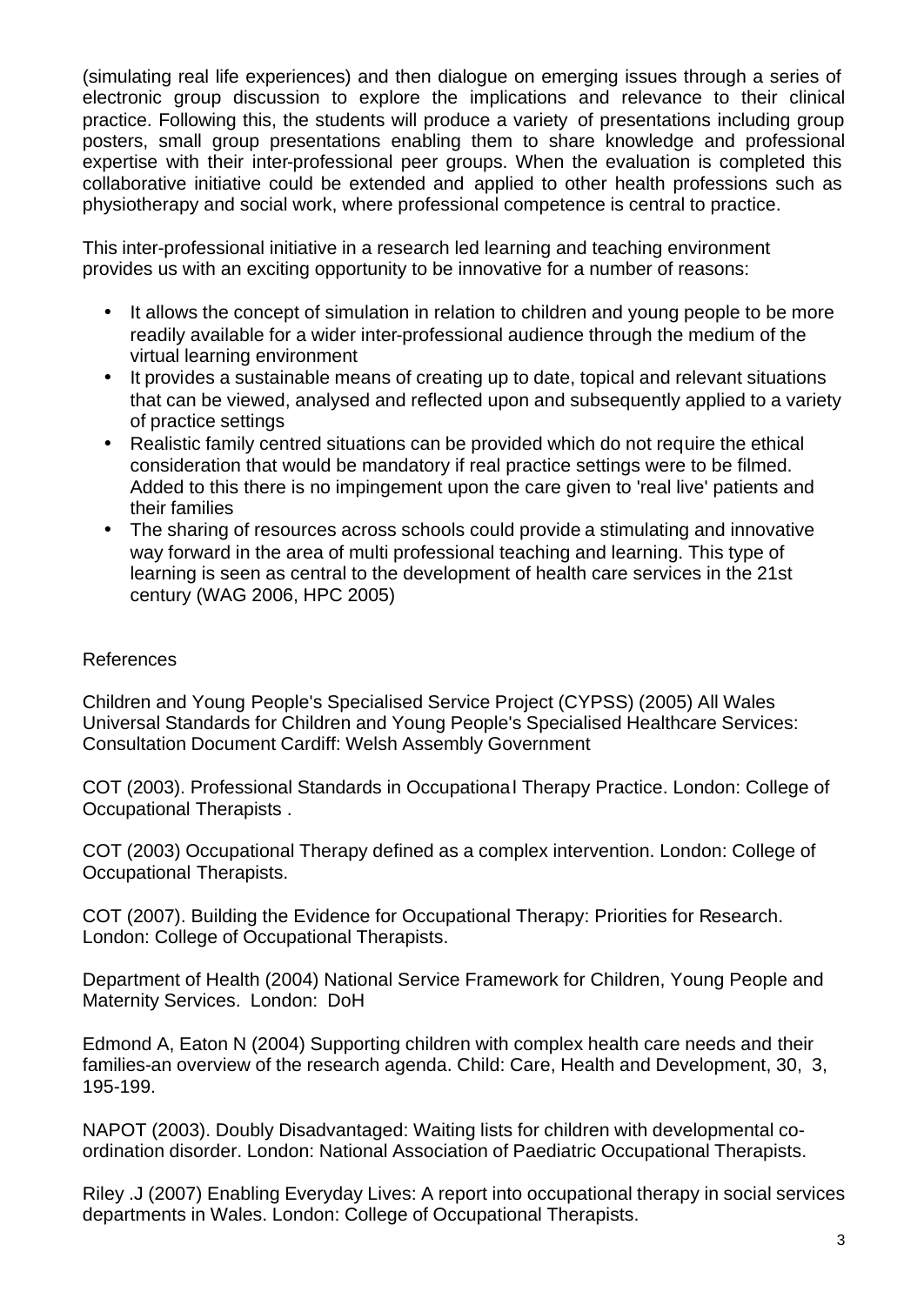(simulating real life experiences) and then dialogue on emerging issues through a series of electronic group discussion to explore the implications and relevance to their clinical practice. Following this, the students will produce a variety of presentations including group posters, small group presentations enabling them to share knowledge and professional expertise with their inter-professional peer groups. When the evaluation is completed this collaborative initiative could be extended and applied to other health professions such as physiotherapy and social work, where professional competence is central to practice.

This inter-professional initiative in a research led learning and teaching environment provides us with an exciting opportunity to be innovative for a number of reasons:

- It allows the concept of simulation in relation to children and young people to be more readily available for a wider inter-professional audience through the medium of the virtual learning environment
- It provides a sustainable means of creating up to date, topical and relevant situations that can be viewed, analysed and reflected upon and subsequently applied to a variety of practice settings
- Realistic family centred situations can be provided which do not require the ethical consideration that would be mandatory if real practice settings were to be filmed. Added to this there is no impingement upon the care given to 'real live' patients and their families
- The sharing of resources across schools could provide a stimulating and innovative way forward in the area of multi professional teaching and learning. This type of learning is seen as central to the development of health care services in the 21st century (WAG 2006, HPC 2005)

References

Children and Young People's Specialised Service Project (CYPSS) (2005) All Wales Universal Standards for Children and Young People's Specialised Healthcare Services: Consultation Document Cardiff: Welsh Assembly Government

COT (2003). Professional Standards in Occupational Therapy Practice. London: College of Occupational Therapists .

COT (2003) Occupational Therapy defined as a complex intervention. London: College of Occupational Therapists.

COT (2007). Building the Evidence for Occupational Therapy: Priorities for Research. London: College of Occupational Therapists.

Department of Health (2004) National Service Framework for Children, Young People and Maternity Services. London: DoH

Edmond A, Eaton N (2004) Supporting children with complex health care needs and their families-an overview of the research agenda. Child: Care, Health and Development, 30, 3, 195-199.

NAPOT (2003). Doubly Disadvantaged: Waiting lists for children with developmental co-ordination disorder. London: National Association of Paediatric Occupational Therapists.

Riley .J (2007) Enabling Everyday Lives: A report into occupational therapy in social services departments in Wales. London: College of Occupational Therapists.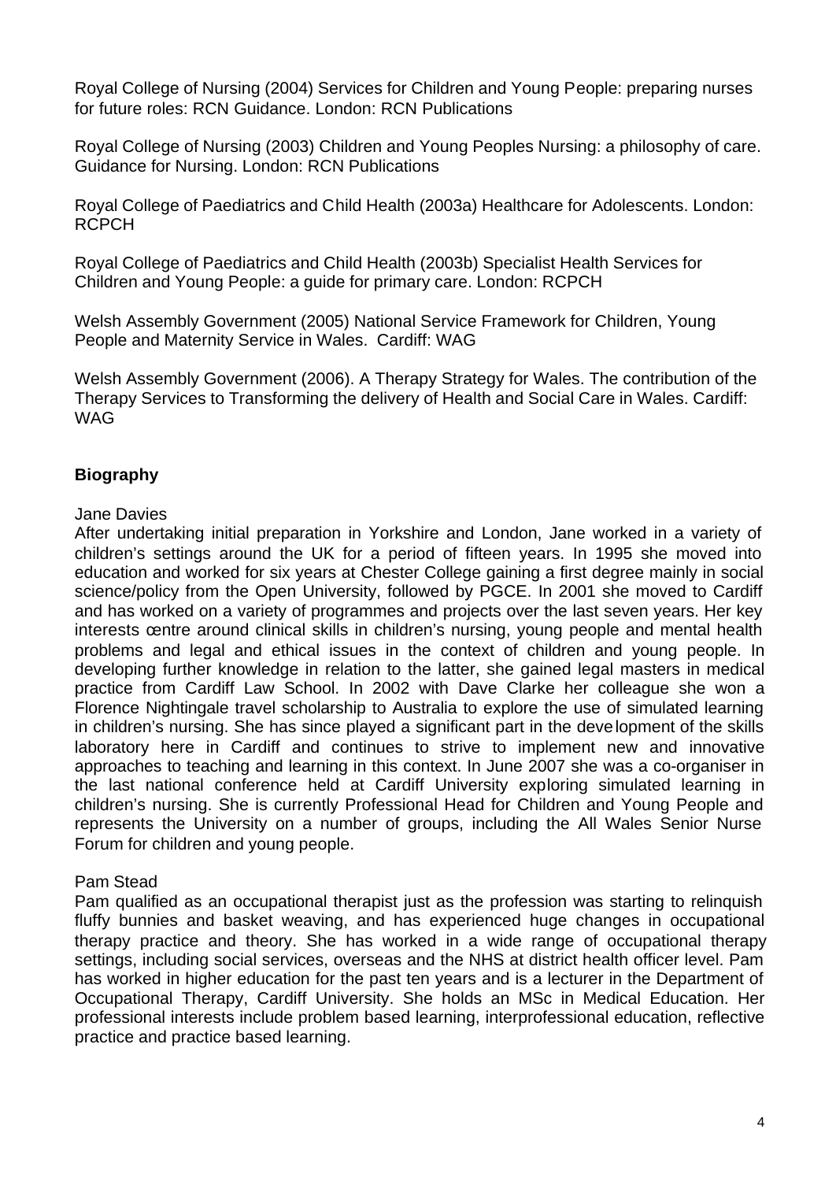Royal College of Nursing (2004) Services for Children and Young People: preparing nurses for future roles: RCN Guidance. London: RCN Publications

Royal College of Nursing (2003) Children and Young Peoples Nursing: a philosophy of care. Guidance for Nursing. London: RCN Publications

Royal College of Paediatrics and Child Health (2003a) Healthcare for Adolescents. London: RCPCH

Royal College of Paediatrics and Child Health (2003b) Specialist Health Services for Children and Young People: a guide for primary care. London: RCPCH

Welsh Assembly Government (2005) National Service Framework for Children, Young People and Maternity Service in Wales. Cardiff: WAG

Welsh Assembly Government (2006). A Therapy Strategy for Wales. The contribution of the Therapy Services to Transforming the delivery of Health and Social Care in Wales. Cardiff: WAG

**Biography**

Jane Davies

After undertaking initial preparation in Yorkshire and London, Jane worked in a variety of children's settings around the UK for a period of fifteen years. In 1995 she moved into education and worked for six years at Chester College gaining a first degree mainly in social science/policy from the Open University, followed by PGCE. In 2001 she moved to Cardiff and has worked on a variety of programmes and projects over the last seven years. Her key interests centre around clinical skills in children's nursing, young people and mental health problems and legal and ethical issues in the context of children and young people. In developing further knowledge in relation to the latter, she gained legal masters in medical practice from Cardiff Law School. In 2002 with Dave Clarke her colleague she won a Florence Nightingale travel scholarship to Australia to explore the use of simulated learning in children's nursing. She has since played a significant part in the development of the skills laboratory here in Cardiff and continues to strive to implement new and innovative approaches to teaching and learning in this context. In June 2007 she was a co-organiser in the last national conference held at Cardiff University exploring simulated learning in children's nursing. She is currently Professional Head for Children and Young People and represents the University on a number of groups, including the All Wales Senior Nurse Forum for children and young people.

Pam Stead

Pam qualified as an occupational therapist just as the profession was starting to relinquish fluffy bunnies and basket weaving, and has experienced huge changes in occupational therapy practice and theory. She has worked in a wide range of occupational therapy settings, including social services, overseas and the NHS at district health officer level. Pam has worked in higher education for the past ten years and is a lecturer in the Department of Occupational Therapy, Cardiff University. She holds an MSc in Medical Education. Her professional interests include problem based learning, interprofessional education, reflective practice and practice based learning.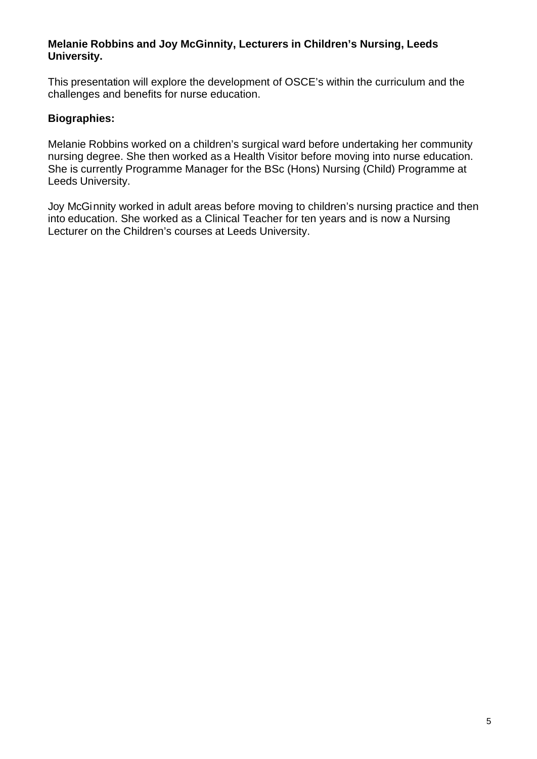**Melanie Robbins and Joy McGinnity, Lecturers in Children's Nursing, Leeds University.**

This presentation will explore the development of OSCE's within the curriculum and the challenges and benefits for nurse education.

**Biographies:**

Melanie Robbins worked on a children's surgical ward before undertaking her community nursing degree. She then worked as a Health Visitor before moving into nurse education. She is currently Programme Manager for the BSc (Hons) Nursing (Child) Programme at Leeds University.

Joy McGinnity worked in adult areas before moving to children's nursing practice and then into education. She worked as a Clinical Teacher for ten years and is now a Nursing Lecturer on the Children's courses at Leeds University.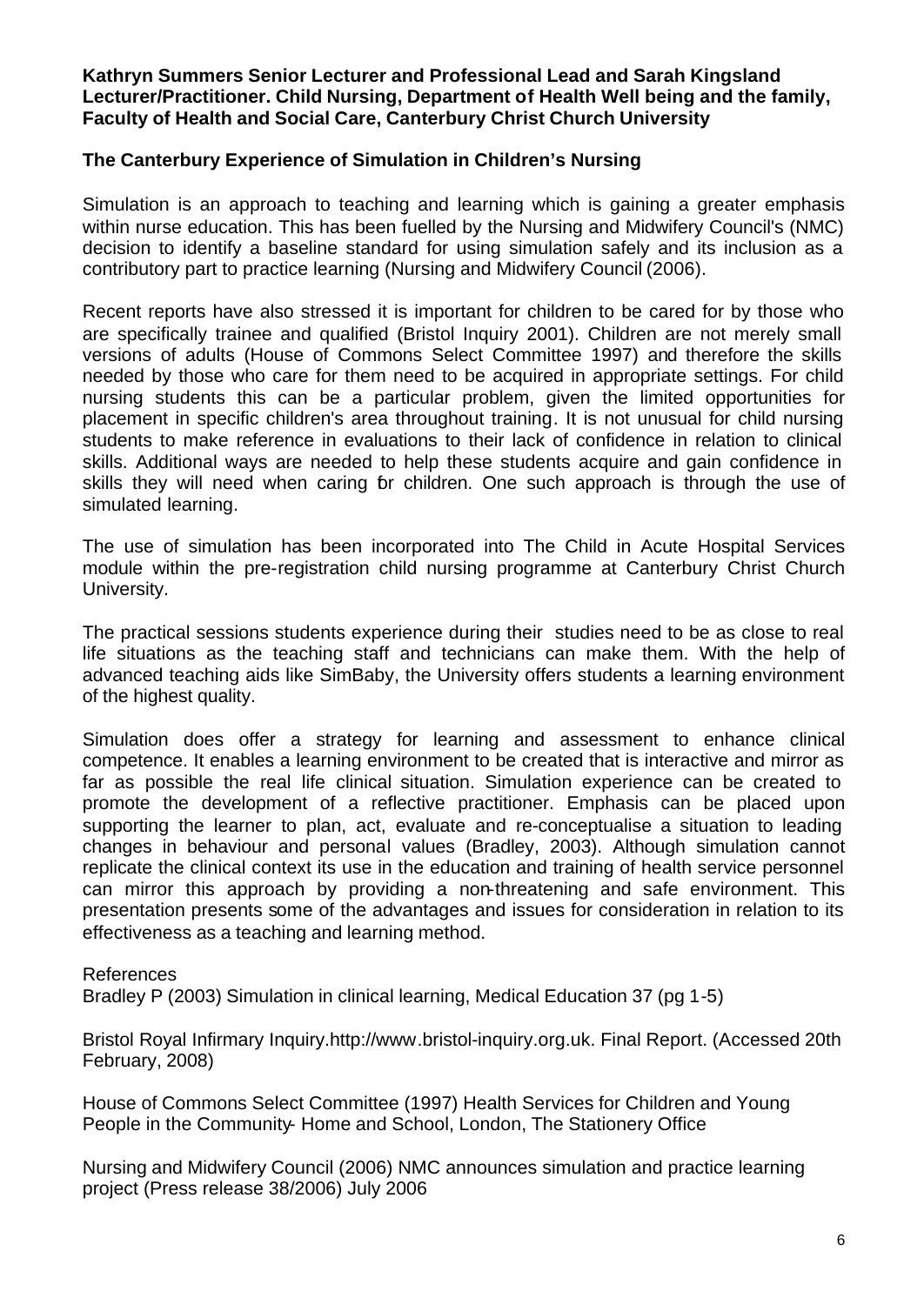**Kathryn Summers Senior Lecturer and Professional Lead and Sarah Kingsland Lecturer/Practitioner. Child Nursing, Department of Health Well being and the family, Faculty of Health and Social Care, Canterbury Christ Church University**

## The Canterbury Experience of Simulation in Children's Nursing

Simulation is an approach to teaching and learning which is gaining a greater emphasis within nurse education. This has been fuelled by the Nursing and Midwifery Council's (NMC) decision to identify a baseline standard for using simulation safely and its inclusion as a contributory part to practice learning (Nursing and Midwifery Council (2006).

Recent reports have also stressed it is important for children to be cared for by those who are specifically trainee and qualified (Bristol Inquiry 2001). Children are not merely small versions of adults (House of Commons Select Committee 1997) and therefore the skills needed by those who care for them need to be acquired in appropriate settings. For child nursing students this can be a particular problem, given the limited opportunities for placement in specific children's area throughout training. It is not unusual for child nursing students to make reference in evaluations to their lack of confidence in relation to clinical skills. Additional ways are needed to help these students acquire and gain confidence in skills they will need when caring for children. One such approach is through the use of simulated learning.

The use of simulation has been incorporated into The Child in Acute Hospital Services module within the pre-registration child nursing programme at Canterbury Christ Church University.

The practical sessions students experience during their studies need to be as close to real life situations as the teaching staff and technicians can make them. With the help of advanced teaching aids like SimBaby, the University offers students a learning environment of the highest quality.

Simulation does offer a strategy for learning and assessment to enhance clinical competence. It enables a learning environment to be created that is interactive and mirror as far as possible the real life clinical situation. Simulation experience can be created to promote the development of a reflective practitioner. Emphasis can be placed upon supporting the learner to plan, act, evaluate and re-conceptualise a situation to leading changes in behaviour and personal values (Bradley, 2003). Although simulation cannot replicate the clinical context its use in the education and training of health service personnel can mirror this approach by providing a non-threatening and safe environment. This presentation presents some of the advantages and issues for consideration in relation to its effectiveness as a teaching and learning method.

References

Bradley P (2003) Simulation in clinical learning, Medical Education 37 (pg 1-5)

Bristol Royal Infirmary Inquiry.http://www.bristol-inquiry.org.uk. Final Report. (Accessed 20th February, 2008)

House of Commons Select Committee (1997) Health Services for Children and Young People in the Community- Home and School, London, The Stationery Office

Nursing and Midwifery Council (2006) NMC announces simulation and practice learning project (Press release 38/2006) July 2006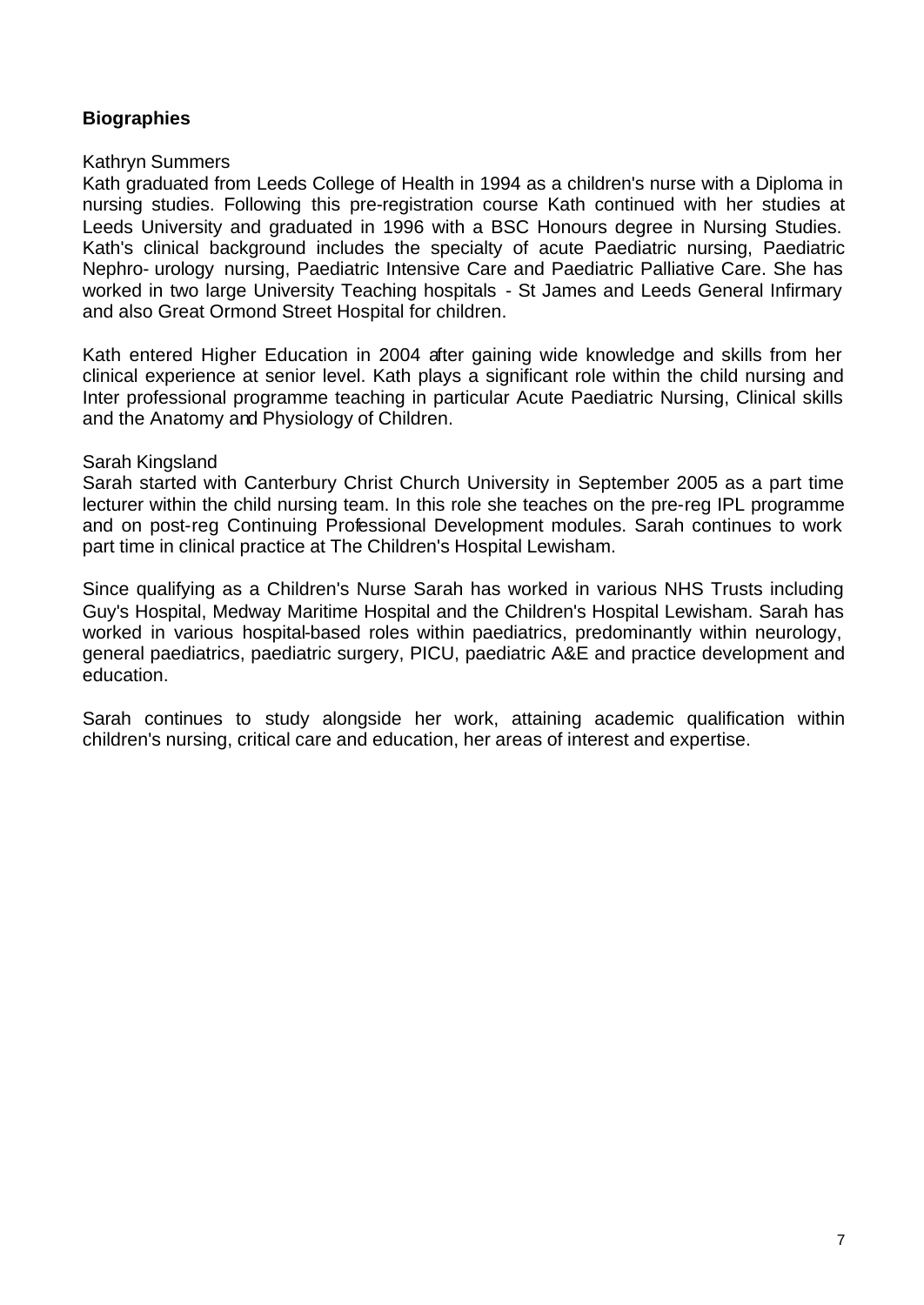**Biographies**

Kathryn Summers

Kath graduated from Leeds College of Health in 1994 as a children's nurse with a Diploma in nursing studies. Following this pre-registration course Kath continued with her studies at Leeds University and graduated in 1996 with a BSC Honours degree in Nursing Studies. Kath's clinical background includes the specialty of acute Paediatric nursing, Paediatric Nephro- urology nursing, Paediatric Intensive Care and Paediatric Palliative Care. She has worked in two large University Teaching hospitals - St James and Leeds General Infirmary and also Great Ormond Street Hospital for children.

Kath entered Higher Education in 2004 after gaining wide knowledge and skills from her clinical experience at senior level. Kath plays a significant role within the child nursing and Inter professional programme teaching in particular Acute Paediatric Nursing, Clinical skills and the Anatomy and Physiology of Children.

Sarah Kingsland

Sarah started with Canterbury Christ Church University in September 2005 as a part time lecturer within the child nursing team. In this role she teaches on the pre-reg IPL programme and on post-reg Continuing Professional Development modules. Sarah continues to work part time in clinical practice at The Children's Hospital Lewisham.

Since qualifying as a Children's Nurse Sarah has worked in various NHS Trusts including Guy's Hospital, Medway Maritime Hospital and the Children's Hospital Lewisham. Sarah has worked in various hospital-based roles within paediatrics, predominantly within neurology, general paediatrics, paediatric surgery, PICU, paediatric A&E and practice development and education.

Sarah continues to study alongside her work, attaining academic qualification within children's nursing, critical care and education, her areas of interest and expertise.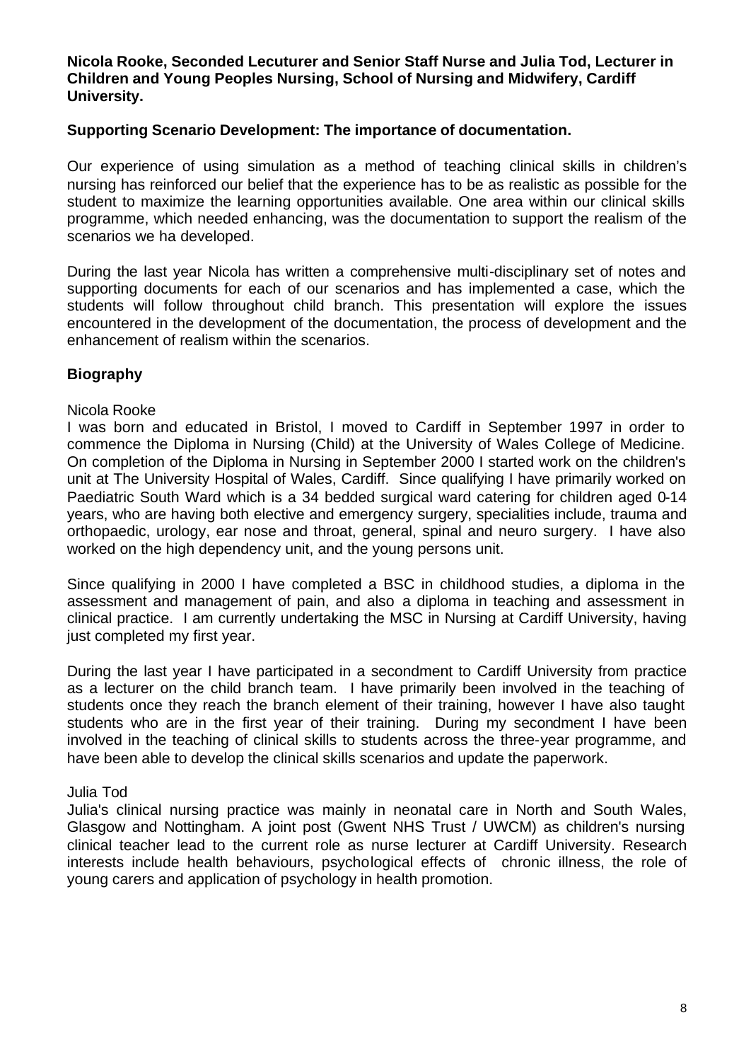**Nicola Rooke, Seconded Lecuturer and Senior Staff Nurse and Julia Tod, Lecturer in Children and Young Peoples Nursing, School of Nursing and Midwifery, Cardiff University.**

**Supporting Scenario Development: The importance of documentation.**

Our experience of using simulation as a method of teaching clinical skills in children's nursing has reinforced our belief that the experience has to be as realistic as possible for the student to maximize the learning opportunities available. One area within our clinical skills programme, which needed enhancing, was the documentation to support the realism of the scenarios we ha developed.

During the last year Nicola has written a comprehensive multi-disciplinary set of notes and supporting documents for each of our scenarios and has implemented a case, which the students will follow throughout child branch. This presentation will explore the issues encountered in the development of the documentation, the process of development and the enhancement of realism within the scenarios.

## Biography

Nicola Rooke

I was born and educated in Bristol, I moved to Cardiff in September 1997 in order to commence the Diploma in Nursing (Child) at the University of Wales College of Medicine. On completion of the Diploma in Nursing in September 2000 I started work on the children's unit at The University Hospital of Wales, Cardiff. Since qualifying I have primarily worked on Paediatric South Ward which is a 34 bedded surgical ward catering for children aged 0-14 years, who are having both elective and emergency surgery, specialities include, trauma and orthopaedic, urology, ear nose and throat, general, spinal and neuro surgery. I have also worked on the high dependency unit, and the young persons unit.

Since qualifying in 2000 I have completed a BSC in childhood studies, a diploma in the assessment and management of pain, and also a diploma in teaching and assessment in clinical practice. I am currently undertaking the MSC in Nursing at Cardiff University, having just completed my first year.

During the last year I have participated in a secondment to Cardiff University from practice as a lecturer on the child branch team. I have primarily been involved in the teaching of students once they reach the branch element of their training, however I have also taught students who are in the first year of their training. During my secondment I have been involved in the teaching of clinical skills to students across the three-year programme, and have been able to develop the clinical skills scenarios and update the paperwork.

Julia Tod

Julia's clinical nursing practice was mainly in neonatal care in North and South Wales, Glasgow and Nottingham. A joint post (Gwent NHS Trust / UWCM) as children's nursing clinical teacher lead to the current role as nurse lecturer at Cardiff University. Research interests include health behaviours, psychological effects of chronic illness, the role of young carers and application of psychology in health promotion.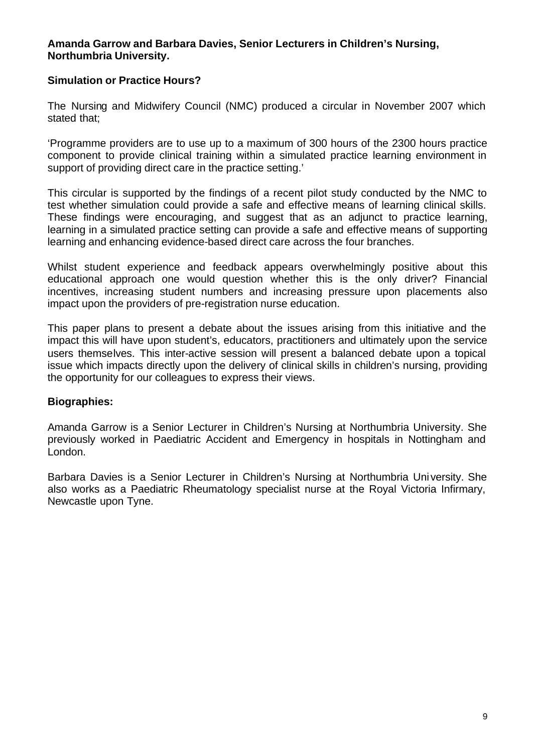**Amanda Garrow and Barbara Davies, Senior Lecturers in Children's Nursing, Northumbria University.**

**Simulation or Practice Hours?**

The Nursing and Midwifery Council (NMC) produced a circular in November 2007 which stated that;

'Programme providers are to use up to a maximum of 300 hours of the 2300 hours practice component to provide clinical training within a simulated practice learning environment in support of providing direct care in the practice setting.'

This circular is supported by the findings of a recent pilot study conducted by the NMC to test whether simulation could provide a safe and effective means of learning clinical skills. These findings were encouraging, and suggest that as an adjunct to practice learning, learning in a simulated practice setting can provide a safe and effective means of supporting learning and enhancing evidence-based direct care across the four branches.

Whilst student experience and feedback appears overwhelmingly positive about this educational approach one would question whether this is the only driver? Financial incentives, increasing student numbers and increasing pressure upon placements also impact upon the providers of pre-registration nurse education.

This paper plans to present a debate about the issues arising from this initiative and the impact this will have upon student's, educators, practitioners and ultimately upon the service users themselves. This inter-active session will present a balanced debate upon a topical issue which impacts directly upon the delivery of clinical skills in children's nursing, providing the opportunity for our colleagues to express their views.

**Biographies:**

Amanda Garrow is a Senior Lecturer in Children's Nursing at Northumbria University. She previously worked in Paediatric Accident and Emergency in hospitals in Nottingham and London.

Barbara Davies is a Senior Lecturer in Children's Nursing at Northumbria University. She also works as a Paediatric Rheumatology specialist nurse at the Royal Victoria Infirmary, Newcastle upon Tyne.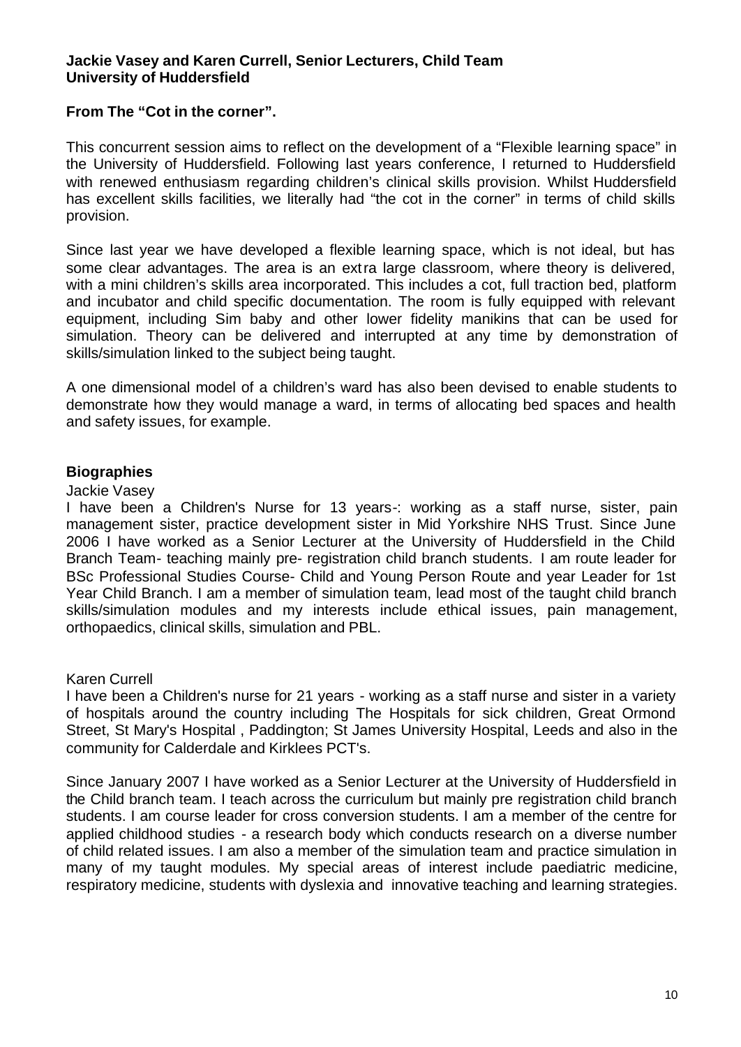**Jackie Vasey and Karen Currell, Senior Lecturers, Child Team**
**University of Huddersfield**

**From The "Cot in the corner".**

This concurrent session aims to reflect on the development of a "Flexible learning space" in the University of Huddersfield. Following last years conference, I returned to Huddersfield with renewed enthusiasm regarding children's clinical skills provision. Whilst Huddersfield has excellent skills facilities, we literally had "the cot in the corner" in terms of child skills provision.

Since last year we have developed a flexible learning space, which is not ideal, but has some clear advantages. The area is an extra large classroom, where theory is delivered, with a mini children's skills area incorporated. This includes a cot, full traction bed, platform and incubator and child specific documentation. The room is fully equipped with relevant equipment, including Sim baby and other lower fidelity manikins that can be used for simulation. Theory can be delivered and interrupted at any time by demonstration of skills/simulation linked to the subject being taught.

A one dimensional model of a children's ward has also been devised to enable students to demonstrate how they would manage a ward, in terms of allocating bed spaces and health and safety issues, for example.

## Biographies

Jackie Vasey

I have been a Children's Nurse for 13 years-: working as a staff nurse, sister, pain management sister, practice development sister in Mid Yorkshire NHS Trust. Since June 2006 I have worked as a Senior Lecturer at the University of Huddersfield in the Child Branch Team- teaching mainly pre- registration child branch students. I am route leader for BSc Professional Studies Course- Child and Young Person Route and year Leader for 1st Year Child Branch. I am a member of simulation team, lead most of the taught child branch skills/simulation modules and my interests include ethical issues, pain management, orthopaedics, clinical skills, simulation and PBL.

Karen Currell

I have been a Children's nurse for 21 years - working as a staff nurse and sister in a variety of hospitals around the country including The Hospitals for sick children, Great Ormond Street, St Mary's Hospital , Paddington; St James University Hospital, Leeds and also in the community for Calderdale and Kirklees PCT's.

Since January 2007 I have worked as a Senior Lecturer at the University of Huddersfield in the Child branch team. I teach across the curriculum but mainly pre registration child branch students. I am course leader for cross conversion students. I am a member of the centre for applied childhood studies - a research body which conducts research on a diverse number of child related issues. I am also a member of the simulation team and practice simulation in many of my taught modules. My special areas of interest include paediatric medicine, respiratory medicine, students with dyslexia and innovative teaching and learning strategies.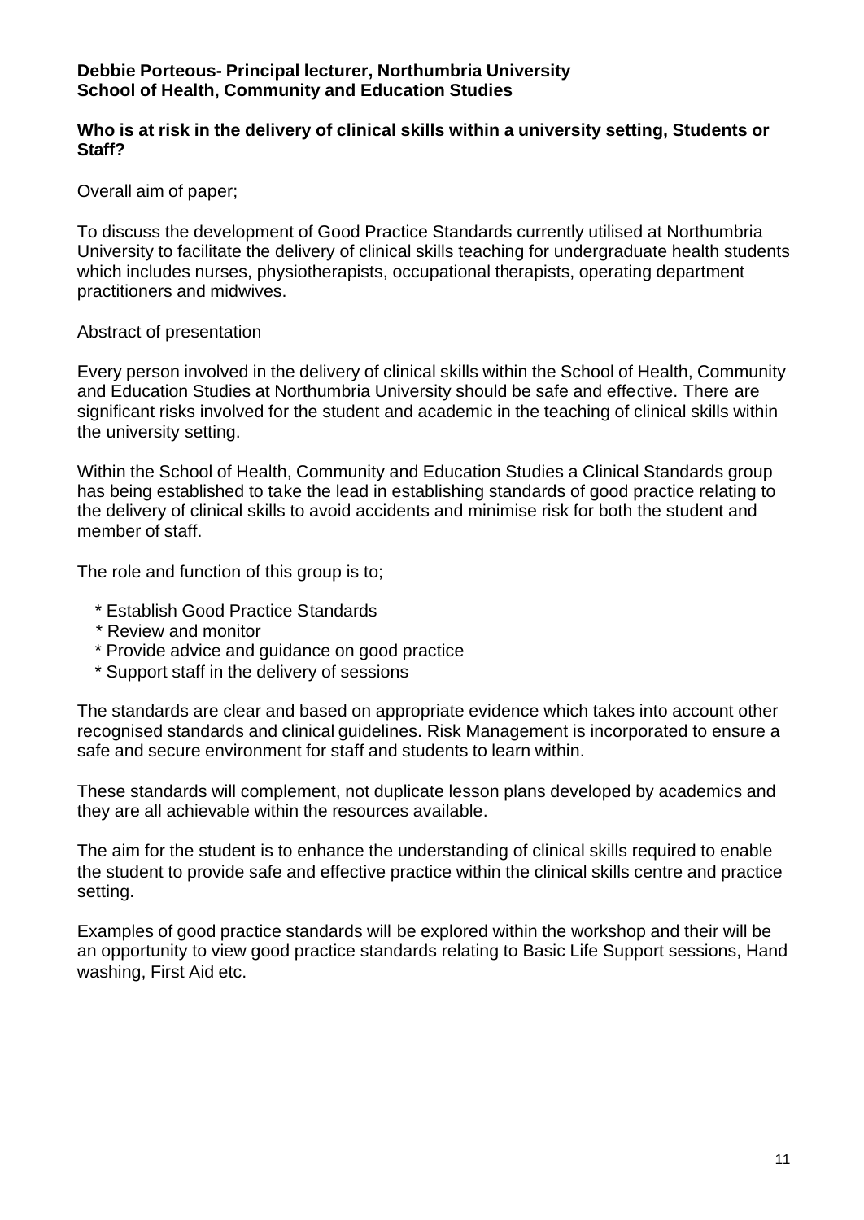**Debbie Porteous- Principal lecturer, Northumbria University**
**School of Health, Community and Education Studies**

**Who is at risk in the delivery of clinical skills within a university setting, Students or Staff?**

Overall aim of paper;

To discuss the development of Good Practice Standards currently utilised at Northumbria University to facilitate the delivery of clinical skills teaching for undergraduate health students which includes nurses, physiotherapists, occupational therapists, operating department practitioners and midwives.

Abstract of presentation

Every person involved in the delivery of clinical skills within the School of Health, Community and Education Studies at Northumbria University should be safe and effective. There are significant risks involved for the student and academic in the teaching of clinical skills within the university setting.

Within the School of Health, Community and Education Studies a Clinical Standards group has being established to take the lead in establishing standards of good practice relating to the delivery of clinical skills to avoid accidents and minimise risk for both the student and member of staff.

The role and function of this group is to;

* Establish Good Practice Standards
* Review and monitor
* Provide advice and guidance on good practice
* Support staff in the delivery of sessions

The standards are clear and based on appropriate evidence which takes into account other recognised standards and clinical guidelines. Risk Management is incorporated to ensure a safe and secure environment for staff and students to learn within.

These standards will complement, not duplicate lesson plans developed by academics and they are all achievable within the resources available.

The aim for the student is to enhance the understanding of clinical skills required to enable the student to provide safe and effective practice within the clinical skills centre and practice setting.

Examples of good practice standards will be explored within the workshop and their will be an opportunity to view good practice standards relating to Basic Life Support sessions, Hand washing, First Aid etc.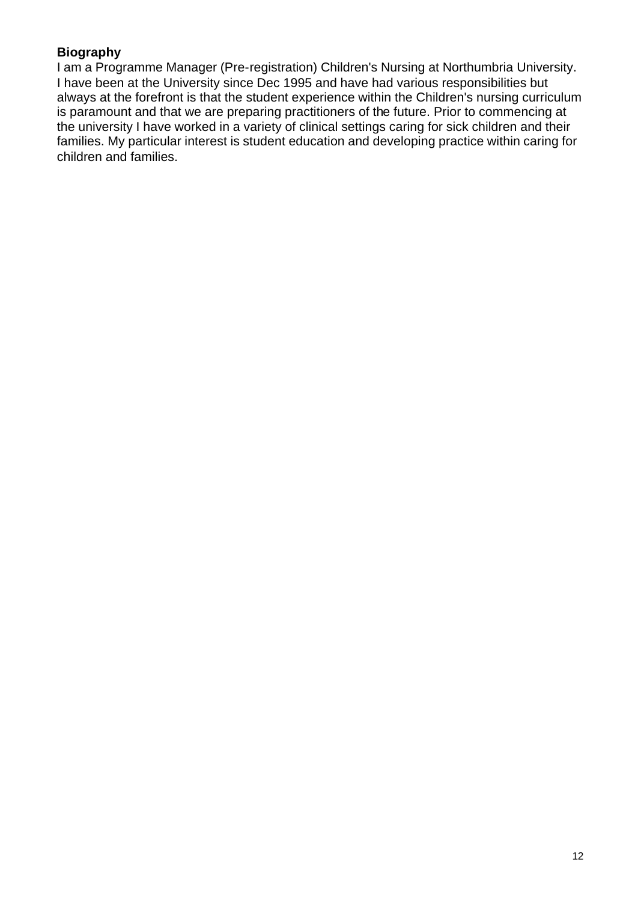**Biography**

I am a Programme Manager (Pre-registration) Children's Nursing at Northumbria University. I have been at the University since Dec 1995 and have had various responsibilities but always at the forefront is that the student experience within the Children's nursing curriculum is paramount and that we are preparing practitioners of the future. Prior to commencing at the university I have worked in a variety of clinical settings caring for sick children and their families. My particular interest is student education and developing practice within caring for children and families.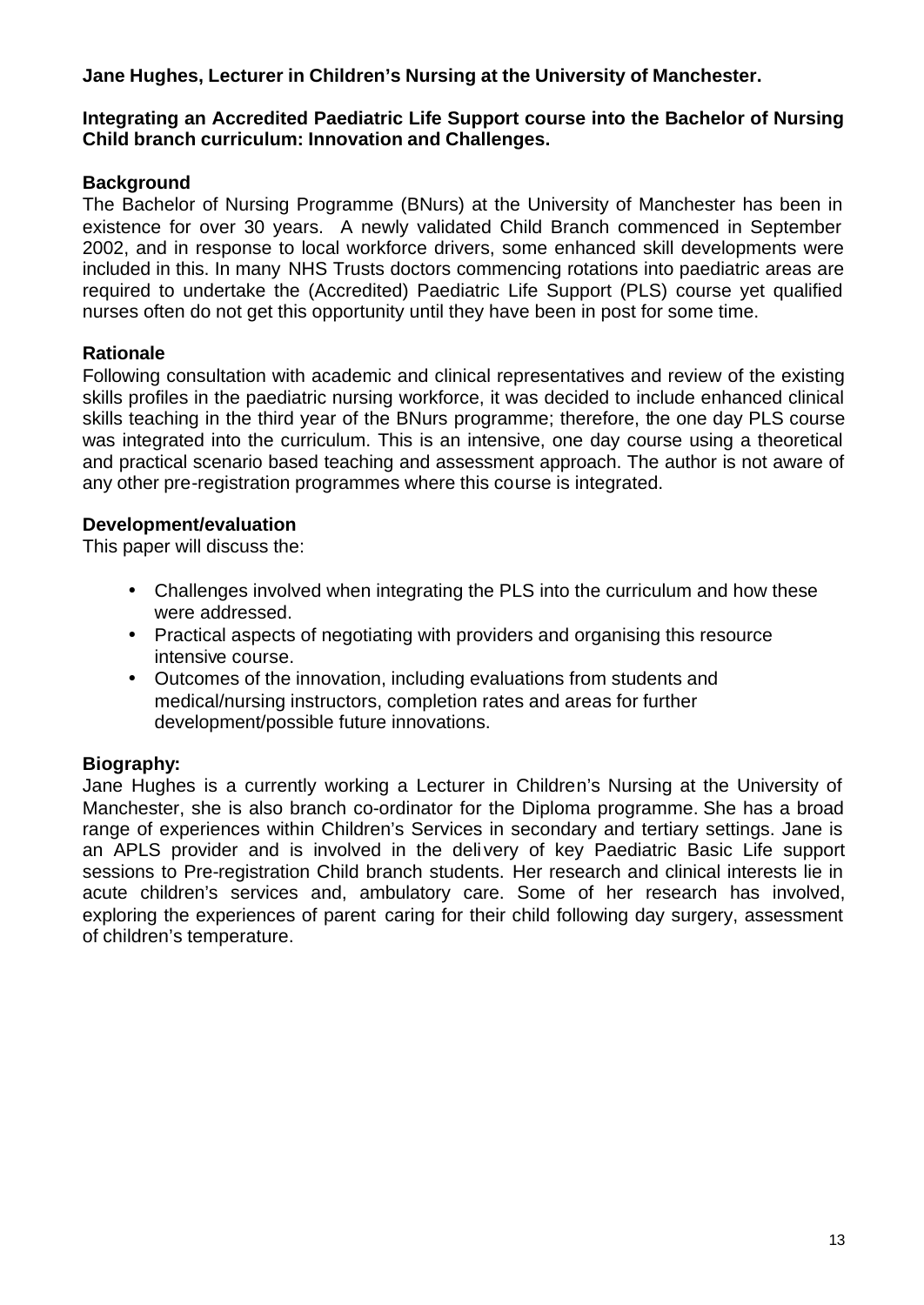**Jane Hughes, Lecturer in Children's Nursing at the University of Manchester.**

**Integrating an Accredited Paediatric Life Support course into the Bachelor of Nursing Child branch curriculum: Innovation and Challenges.**

**Background**

The Bachelor of Nursing Programme (BNurs) at the University of Manchester has been in existence for over 30 years. A newly validated Child Branch commenced in September 2002, and in response to local workforce drivers, some enhanced skill developments were included in this. In many NHS Trusts doctors commencing rotations into paediatric areas are required to undertake the (Accredited) Paediatric Life Support (PLS) course yet qualified nurses often do not get this opportunity until they have been in post for some time.

**Rationale**

Following consultation with academic and clinical representatives and review of the existing skills profiles in the paediatric nursing workforce, it was decided to include enhanced clinical skills teaching in the third year of the BNurs programme; therefore, the one day PLS course was integrated into the curriculum. This is an intensive, one day course using a theoretical and practical scenario based teaching and assessment approach. The author is not aware of any other pre-registration programmes where this course is integrated.

**Development/evaluation**

This paper will discuss the:

- Challenges involved when integrating the PLS into the curriculum and how these were addressed.
- Practical aspects of negotiating with providers and organising this resource intensive course.
- Outcomes of the innovation, including evaluations from students and medical/nursing instructors, completion rates and areas for further development/possible future innovations.

**Biography:**

Jane Hughes is a currently working a Lecturer in Children's Nursing at the University of Manchester, she is also branch co-ordinator for the Diploma programme. She has a broad range of experiences within Children's Services in secondary and tertiary settings. Jane is an APLS provider and is involved in the delivery of key Paediatric Basic Life support sessions to Pre-registration Child branch students. Her research and clinical interests lie in acute children's services and, ambulatory care. Some of her research has involved, exploring the experiences of parent caring for their child following day surgery, assessment of children's temperature.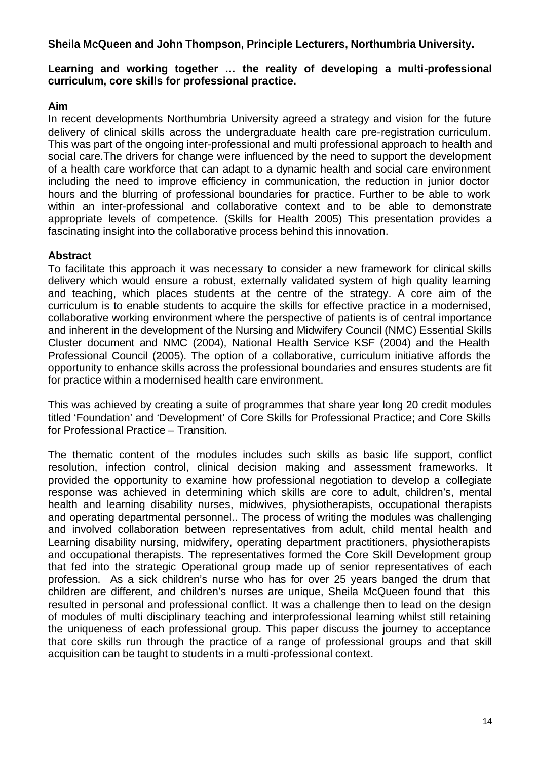**Sheila McQueen and John Thompson, Principle Lecturers, Northumbria University.**

**Learning and working together … the reality of developing a multi-professional curriculum, core skills for professional practice.**

**Aim**

In recent developments Northumbria University agreed a strategy and vision for the future delivery of clinical skills across the undergraduate health care pre-registration curriculum. This was part of the ongoing inter-professional and multi professional approach to health and social care.The drivers for change were influenced by the need to support the development of a health care workforce that can adapt to a dynamic health and social care environment including the need to improve efficiency in communication, the reduction in junior doctor hours and the blurring of professional boundaries for practice. Further to be able to work within an inter-professional and collaborative context and to be able to demonstrate appropriate levels of competence. (Skills for Health 2005) This presentation provides a fascinating insight into the collaborative process behind this innovation.

**Abstract**

To facilitate this approach it was necessary to consider a new framework for clinical skills delivery which would ensure a robust, externally validated system of high quality learning and teaching, which places students at the centre of the strategy. A core aim of the curriculum is to enable students to acquire the skills for effective practice in a modernised, collaborative working environment where the perspective of patients is of central importance and inherent in the development of the Nursing and Midwifery Council (NMC) Essential Skills Cluster document and NMC (2004), National Health Service KSF (2004) and the Health Professional Council (2005). The option of a collaborative, curriculum initiative affords the opportunity to enhance skills across the professional boundaries and ensures students are fit for practice within a modernised health care environment.

This was achieved by creating a suite of programmes that share year long 20 credit modules titled 'Foundation' and 'Development' of Core Skills for Professional Practice; and Core Skills for Professional Practice – Transition.

The thematic content of the modules includes such skills as basic life support, conflict resolution, infection control, clinical decision making and assessment frameworks. It provided the opportunity to examine how professional negotiation to develop a collegiate response was achieved in determining which skills are core to adult, children's, mental health and learning disability nurses, midwives, physiotherapists, occupational therapists and operating departmental personnel.. The process of writing the modules was challenging and involved collaboration between representatives from adult, child mental health and Learning disability nursing, midwifery, operating department practitioners, physiotherapists and occupational therapists. The representatives formed the Core Skill Development group that fed into the strategic Operational group made up of senior representatives of each profession. As a sick children's nurse who has for over 25 years banged the drum that children are different, and children's nurses are unique, Sheila McQueen found that this resulted in personal and professional conflict. It was a challenge then to lead on the design of modules of multi disciplinary teaching and interprofessional learning whilst still retaining the uniqueness of each professional group. This paper discuss the journey to acceptance that core skills run through the practice of a range of professional groups and that skill acquisition can be taught to students in a multi-professional context.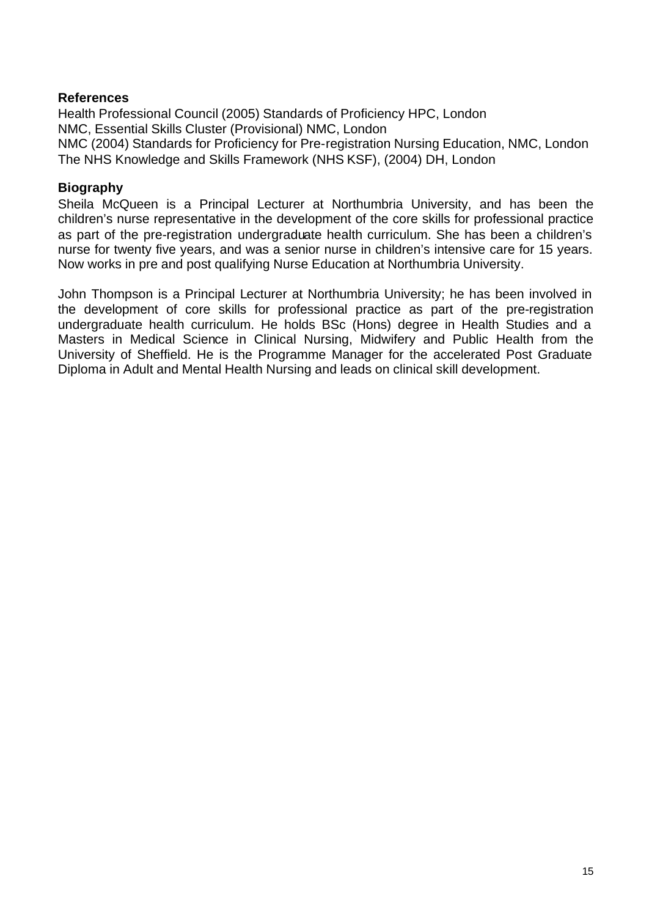## References

Health Professional Council (2005) Standards of Proficiency HPC, London
NMC, Essential Skills Cluster (Provisional) NMC, London
NMC (2004) Standards for Proficiency for Pre-registration Nursing Education, NMC, London
The NHS Knowledge and Skills Framework (NHS KSF), (2004) DH, London

## Biography

Sheila McQueen is a Principal Lecturer at Northumbria University, and has been the children's nurse representative in the development of the core skills for professional practice as part of the pre-registration undergraduate health curriculum. She has been a children's nurse for twenty five years, and was a senior nurse in children's intensive care for 15 years. Now works in pre and post qualifying Nurse Education at Northumbria University.

John Thompson is a Principal Lecturer at Northumbria University; he has been involved in the development of core skills for professional practice as part of the pre-registration undergraduate health curriculum. He holds BSc (Hons) degree in Health Studies and a Masters in Medical Science in Clinical Nursing, Midwifery and Public Health from the University of Sheffield. He is the Programme Manager for the accelerated Post Graduate Diploma in Adult and Mental Health Nursing and leads on clinical skill development.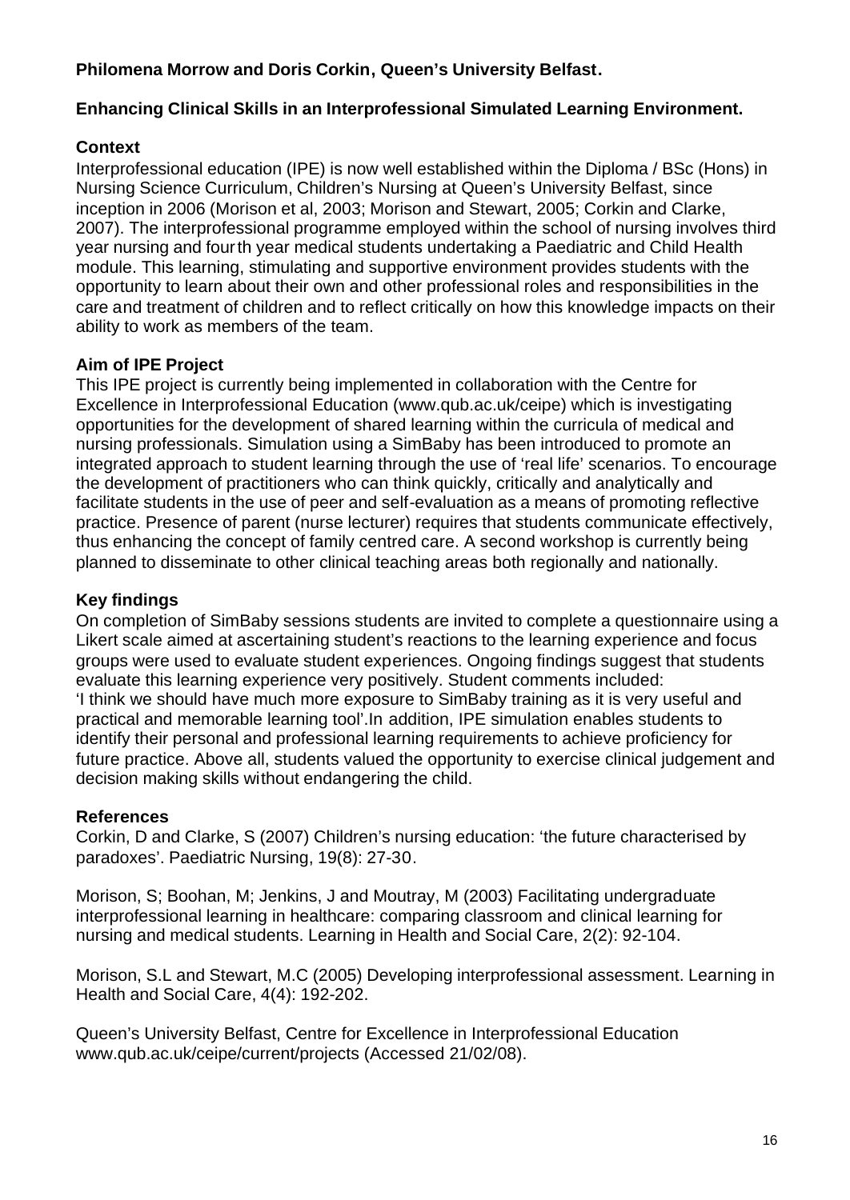**Philomena Morrow and Doris Corkin, Queen's University Belfast.**

**Enhancing Clinical Skills in an Interprofessional Simulated Learning Environment.**

### Context

Interprofessional education (IPE) is now well established within the Diploma / BSc (Hons) in Nursing Science Curriculum, Children's Nursing at Queen's University Belfast, since inception in 2006 (Morison et al, 2003; Morison and Stewart, 2005; Corkin and Clarke, 2007). The interprofessional programme employed within the school of nursing involves third year nursing and fourth year medical students undertaking a Paediatric and Child Health module. This learning, stimulating and supportive environment provides students with the opportunity to learn about their own and other professional roles and responsibilities in the care and treatment of children and to reflect critically on how this knowledge impacts on their ability to work as members of the team.

### Aim of IPE Project

This IPE project is currently being implemented in collaboration with the Centre for Excellence in Interprofessional Education (www.qub.ac.uk/ceipe) which is investigating opportunities for the development of shared learning within the curricula of medical and nursing professionals. Simulation using a SimBaby has been introduced to promote an integrated approach to student learning through the use of 'real life' scenarios. To encourage the development of practitioners who can think quickly, critically and analytically and facilitate students in the use of peer and self-evaluation as a means of promoting reflective practice. Presence of parent (nurse lecturer) requires that students communicate effectively, thus enhancing the concept of family centred care. A second workshop is currently being planned to disseminate to other clinical teaching areas both regionally and nationally.

### Key findings

On completion of SimBaby sessions students are invited to complete a questionnaire using a Likert scale aimed at ascertaining student's reactions to the learning experience and focus groups were used to evaluate student experiences. Ongoing findings suggest that students evaluate this learning experience very positively. Student comments included:
'I think we should have much more exposure to SimBaby training as it is very useful and practical and memorable learning tool'.In addition, IPE simulation enables students to identify their personal and professional learning requirements to achieve proficiency for future practice. Above all, students valued the opportunity to exercise clinical judgement and decision making skills without endangering the child.

### References

Corkin, D and Clarke, S (2007) Children's nursing education: 'the future characterised by paradoxes'. Paediatric Nursing, 19(8): 27-30.

Morison, S; Boohan, M; Jenkins, J and Moutray, M (2003) Facilitating undergraduate interprofessional learning in healthcare: comparing classroom and clinical learning for nursing and medical students. Learning in Health and Social Care, 2(2): 92-104.

Morison, S.L and Stewart, M.C (2005) Developing interprofessional assessment. Learning in Health and Social Care, 4(4): 192-202.

Queen's University Belfast, Centre for Excellence in Interprofessional Education www.qub.ac.uk/ceipe/current/projects (Accessed 21/02/08).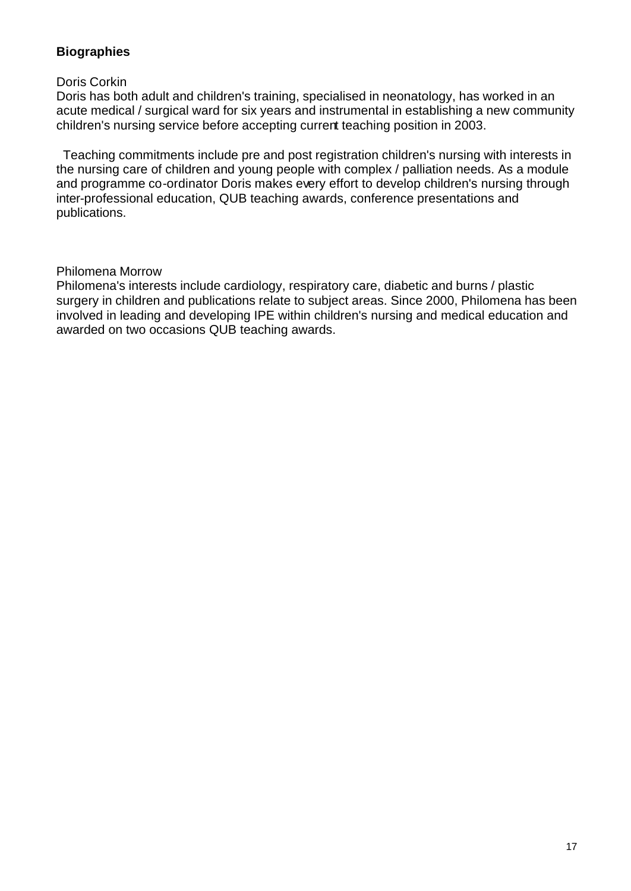**Biographies**

Doris Corkin

Doris has both adult and children's training, specialised in neonatology, has worked in an acute medical / surgical ward for six years and instrumental in establishing a new community children's nursing service before accepting current teaching position in 2003.

Teaching commitments include pre and post registration children's nursing with interests in the nursing care of children and young people with complex / palliation needs. As a module and programme co-ordinator Doris makes every effort to develop children's nursing through inter-professional education, QUB teaching awards, conference presentations and publications.

Philomena Morrow

Philomena's interests include cardiology, respiratory care, diabetic and burns / plastic surgery in children and publications relate to subject areas. Since 2000, Philomena has been involved in leading and developing IPE within children's nursing and medical education and awarded on two occasions QUB teaching awards.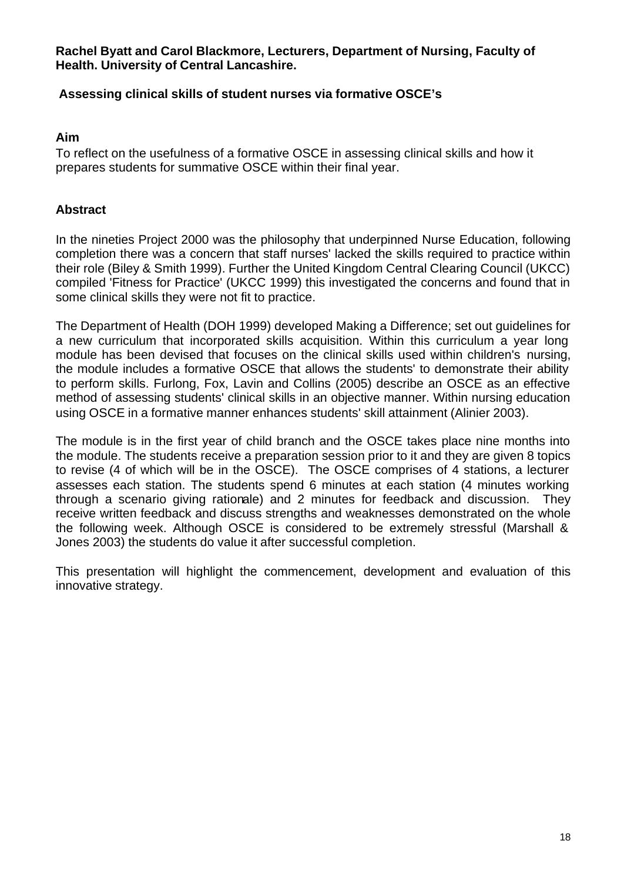**Rachel Byatt and Carol Blackmore, Lecturers, Department of Nursing, Faculty of Health. University of Central Lancashire.**

## Assessing clinical skills of student nurses via formative OSCE's

### Aim

To reflect on the usefulness of a formative OSCE in assessing clinical skills and how it prepares students for summative OSCE within their final year.

### Abstract

In the nineties Project 2000 was the philosophy that underpinned Nurse Education, following completion there was a concern that staff nurses' lacked the skills required to practice within their role (Biley & Smith 1999). Further the United Kingdom Central Clearing Council (UKCC) compiled 'Fitness for Practice' (UKCC 1999) this investigated the concerns and found that in some clinical skills they were not fit to practice.

The Department of Health (DOH 1999) developed Making a Difference; set out guidelines for a new curriculum that incorporated skills acquisition. Within this curriculum a year long module has been devised that focuses on the clinical skills used within children's nursing, the module includes a formative OSCE that allows the students' to demonstrate their ability to perform skills. Furlong, Fox, Lavin and Collins (2005) describe an OSCE as an effective method of assessing students' clinical skills in an objective manner. Within nursing education using OSCE in a formative manner enhances students' skill attainment (Alinier 2003).

The module is in the first year of child branch and the OSCE takes place nine months into the module. The students receive a preparation session prior to it and they are given 8 topics to revise (4 of which will be in the OSCE). The OSCE comprises of 4 stations, a lecturer assesses each station. The students spend 6 minutes at each station (4 minutes working through a scenario giving rationale) and 2 minutes for feedback and discussion. They receive written feedback and discuss strengths and weaknesses demonstrated on the whole the following week. Although OSCE is considered to be extremely stressful (Marshall & Jones 2003) the students do value it after successful completion.

This presentation will highlight the commencement, development and evaluation of this innovative strategy.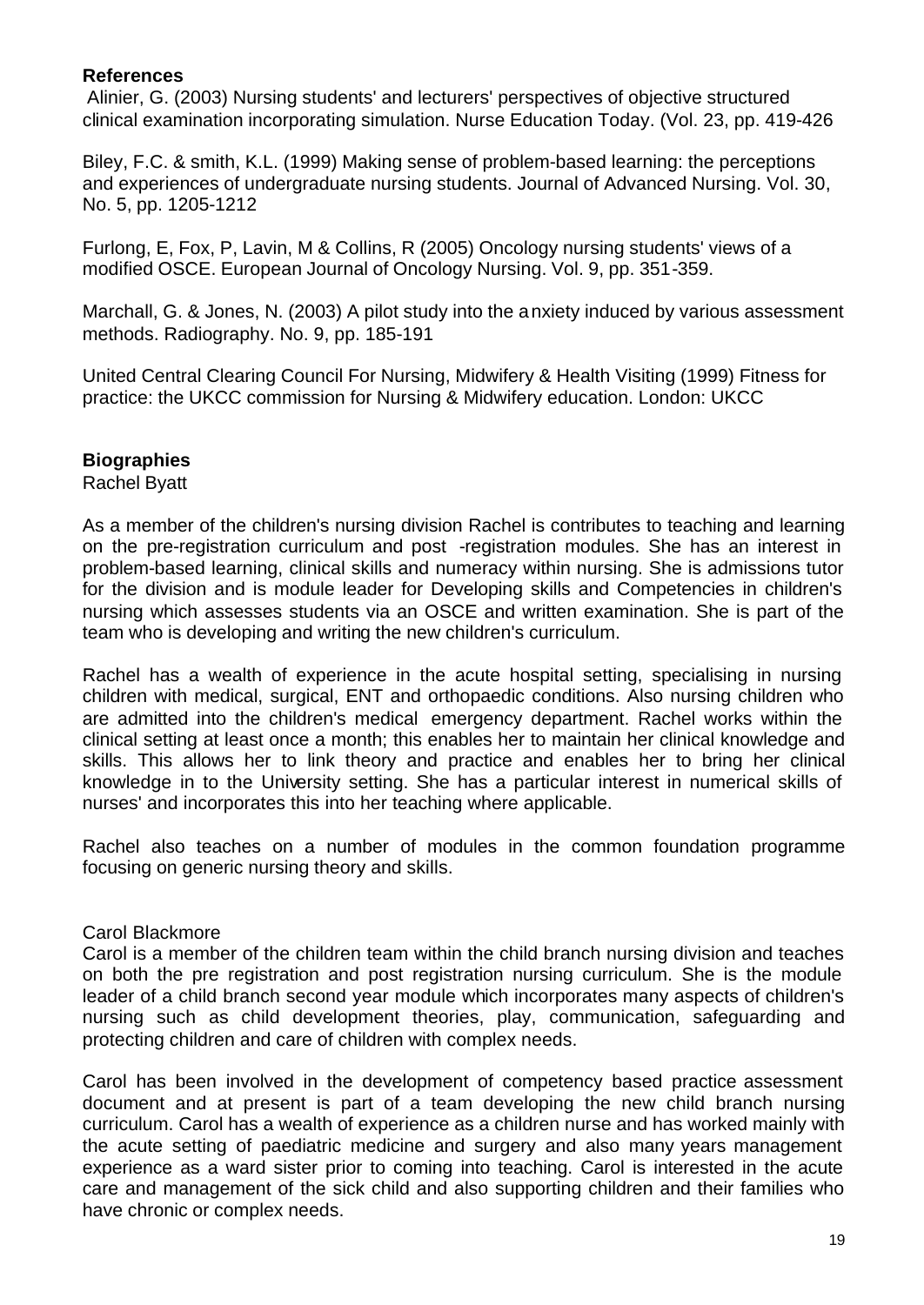**References**

Alinier, G. (2003) Nursing students' and lecturers' perspectives of objective structured clinical examination incorporating simulation. Nurse Education Today. (Vol. 23, pp. 419-426

Biley, F.C. & smith, K.L. (1999) Making sense of problem-based learning: the perceptions and experiences of undergraduate nursing students. Journal of Advanced Nursing. Vol. 30, No. 5, pp. 1205-1212

Furlong, E, Fox, P, Lavin, M & Collins, R (2005) Oncology nursing students' views of a modified OSCE. European Journal of Oncology Nursing. Vol. 9, pp. 351-359.

Marchall, G. & Jones, N. (2003) A pilot study into the anxiety induced by various assessment methods. Radiography. No. 9, pp. 185-191

United Central Clearing Council For Nursing, Midwifery & Health Visiting (1999) Fitness for practice: the UKCC commission for Nursing & Midwifery education. London: UKCC

**Biographies**

Rachel Byatt

As a member of the children's nursing division Rachel is contributes to teaching and learning on the pre-registration curriculum and post -registration modules. She has an interest in problem-based learning, clinical skills and numeracy within nursing. She is admissions tutor for the division and is module leader for Developing skills and Competencies in children's nursing which assesses students via an OSCE and written examination. She is part of the team who is developing and writing the new children's curriculum.

Rachel has a wealth of experience in the acute hospital setting, specialising in nursing children with medical, surgical, ENT and orthopaedic conditions. Also nursing children who are admitted into the children's medical emergency department. Rachel works within the clinical setting at least once a month; this enables her to maintain her clinical knowledge and skills. This allows her to link theory and practice and enables her to bring her clinical knowledge in to the University setting. She has a particular interest in numerical skills of nurses' and incorporates this into her teaching where applicable.

Rachel also teaches on a number of modules in the common foundation programme focusing on generic nursing theory and skills.

Carol Blackmore

Carol is a member of the children team within the child branch nursing division and teaches on both the pre registration and post registration nursing curriculum. She is the module leader of a child branch second year module which incorporates many aspects of children's nursing such as child development theories, play, communication, safeguarding and protecting children and care of children with complex needs.

Carol has been involved in the development of competency based practice assessment document and at present is part of a team developing the new child branch nursing curriculum. Carol has a wealth of experience as a children nurse and has worked mainly with the acute setting of paediatric medicine and surgery and also many years management experience as a ward sister prior to coming into teaching. Carol is interested in the acute care and management of the sick child and also supporting children and their families who have chronic or complex needs.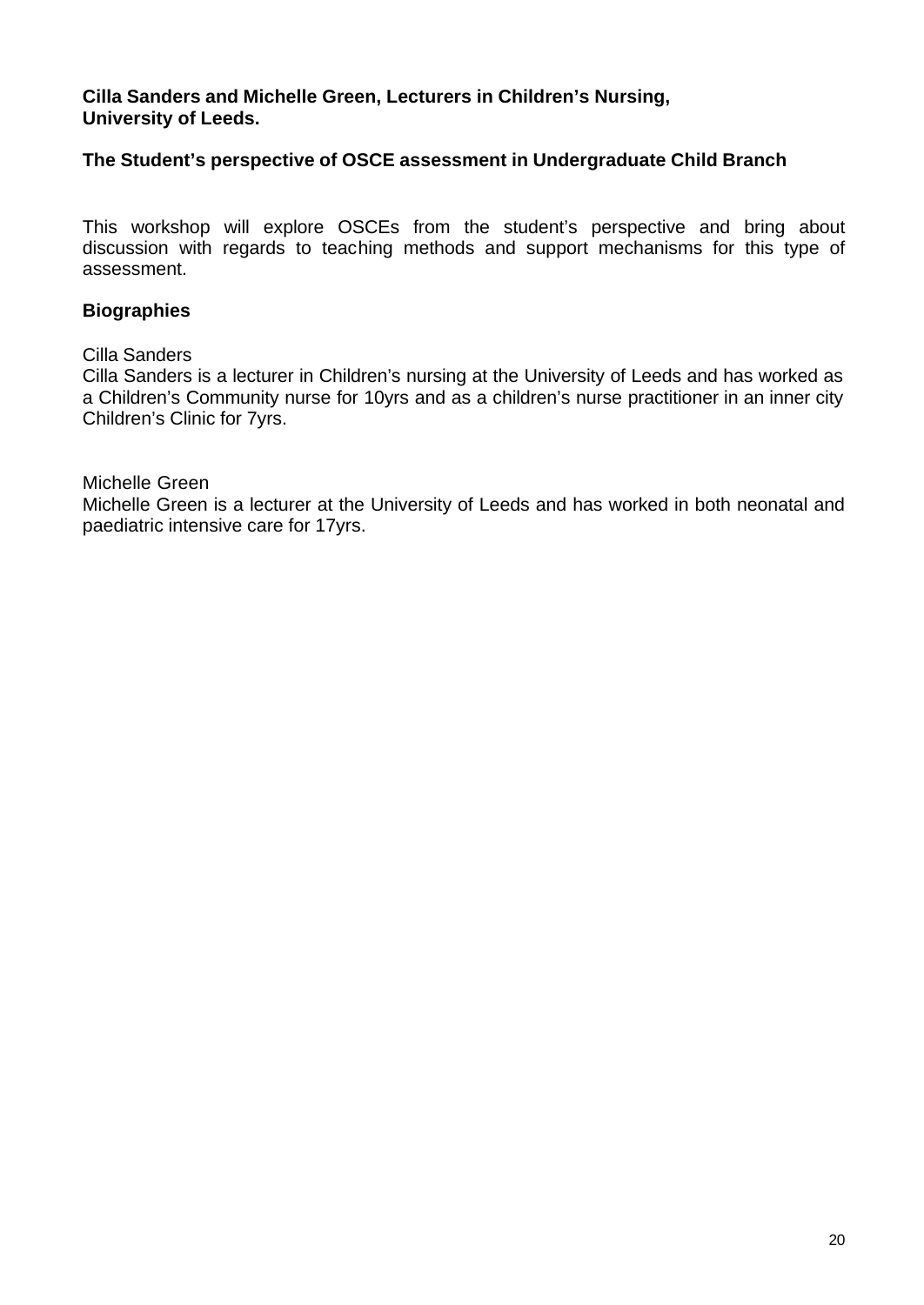**Cilla Sanders and Michelle Green, Lecturers in Children's Nursing, University of Leeds.**

**The Student's perspective of OSCE assessment in Undergraduate Child Branch**

This workshop will explore OSCEs from the student's perspective and bring about discussion with regards to teaching methods and support mechanisms for this type of assessment.

## Biographies

Cilla Sanders
Cilla Sanders is a lecturer in Children's nursing at the University of Leeds and has worked as a Children's Community nurse for 10yrs and as a children's nurse practitioner in an inner city Children's Clinic for 7yrs.

Michelle Green
Michelle Green is a lecturer at the University of Leeds and has worked in both neonatal and paediatric intensive care for 17yrs.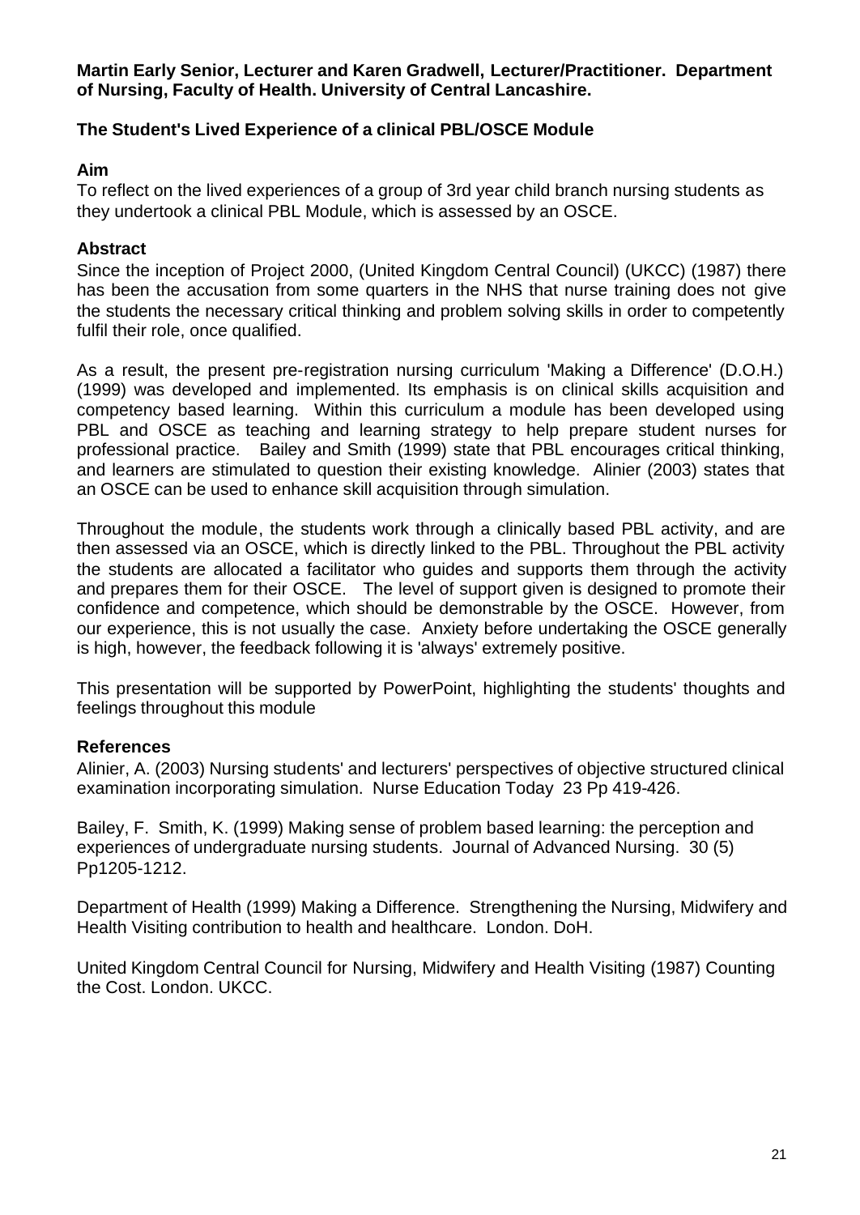**Martin Early Senior, Lecturer and Karen Gradwell, Lecturer/Practitioner. Department of Nursing, Faculty of Health. University of Central Lancashire.**

## The Student's Lived Experience of a clinical PBL/OSCE Module

### Aim

To reflect on the lived experiences of a group of 3rd year child branch nursing students as they undertook a clinical PBL Module, which is assessed by an OSCE.

### Abstract

Since the inception of Project 2000, (United Kingdom Central Council) (UKCC) (1987) there has been the accusation from some quarters in the NHS that nurse training does not give the students the necessary critical thinking and problem solving skills in order to competently fulfil their role, once qualified.

As a result, the present pre-registration nursing curriculum 'Making a Difference' (D.O.H.) (1999) was developed and implemented. Its emphasis is on clinical skills acquisition and competency based learning. Within this curriculum a module has been developed using PBL and OSCE as teaching and learning strategy to help prepare student nurses for professional practice. Bailey and Smith (1999) state that PBL encourages critical thinking, and learners are stimulated to question their existing knowledge. Alinier (2003) states that an OSCE can be used to enhance skill acquisition through simulation.

Throughout the module, the students work through a clinically based PBL activity, and are then assessed via an OSCE, which is directly linked to the PBL. Throughout the PBL activity the students are allocated a facilitator who guides and supports them through the activity and prepares them for their OSCE. The level of support given is designed to promote their confidence and competence, which should be demonstrable by the OSCE. However, from our experience, this is not usually the case. Anxiety before undertaking the OSCE generally is high, however, the feedback following it is 'always' extremely positive.

This presentation will be supported by PowerPoint, highlighting the students' thoughts and feelings throughout this module

### References

Alinier, A. (2003) Nursing students' and lecturers' perspectives of objective structured clinical examination incorporating simulation. Nurse Education Today 23 Pp 419-426.

Bailey, F. Smith, K. (1999) Making sense of problem based learning: the perception and experiences of undergraduate nursing students. Journal of Advanced Nursing. 30 (5) Pp1205-1212.

Department of Health (1999) Making a Difference. Strengthening the Nursing, Midwifery and Health Visiting contribution to health and healthcare. London. DoH.

United Kingdom Central Council for Nursing, Midwifery and Health Visiting (1987) Counting the Cost. London. UKCC.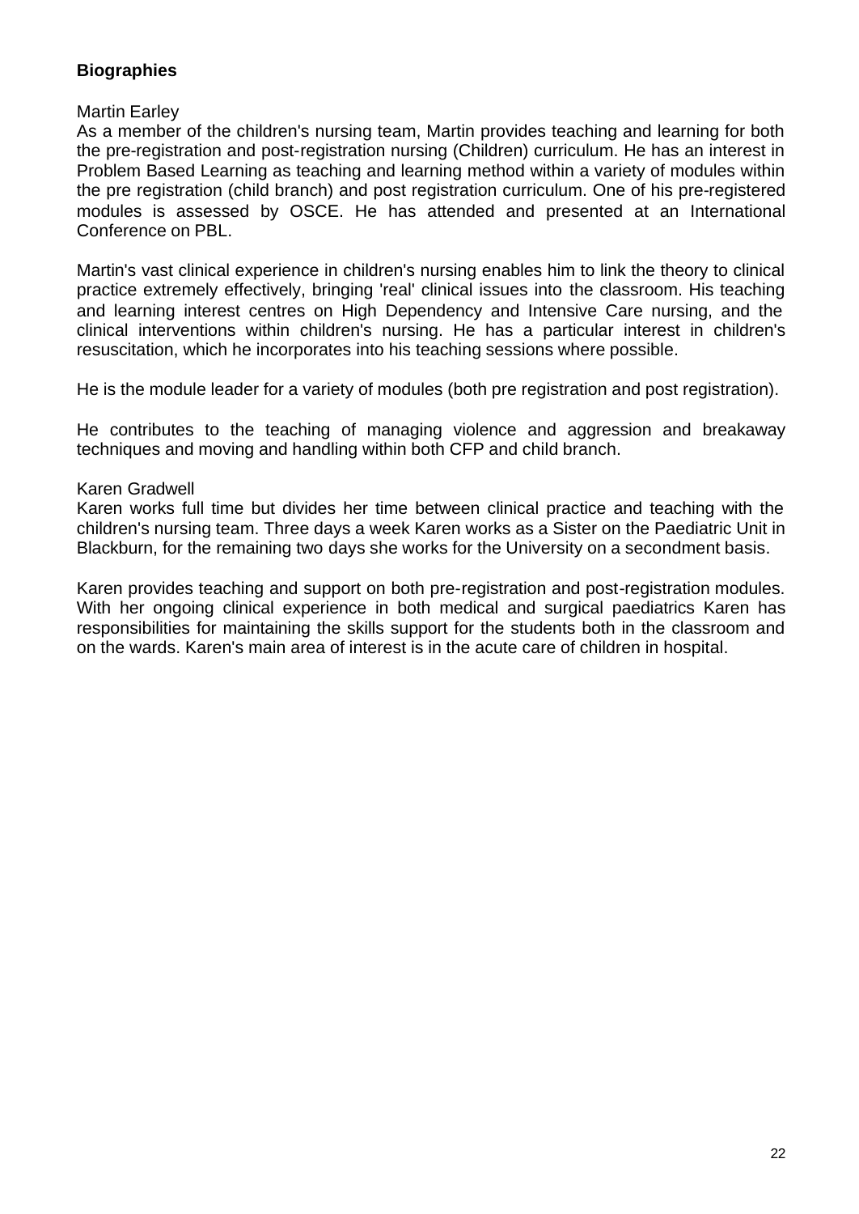## Biographies

Martin Earley

As a member of the children's nursing team, Martin provides teaching and learning for both the pre-registration and post-registration nursing (Children) curriculum. He has an interest in Problem Based Learning as teaching and learning method within a variety of modules within the pre registration (child branch) and post registration curriculum. One of his pre-registered modules is assessed by OSCE. He has attended and presented at an International Conference on PBL.

Martin's vast clinical experience in children's nursing enables him to link the theory to clinical practice extremely effectively, bringing 'real' clinical issues into the classroom. His teaching and learning interest centres on High Dependency and Intensive Care nursing, and the clinical interventions within children's nursing. He has a particular interest in children's resuscitation, which he incorporates into his teaching sessions where possible.

He is the module leader for a variety of modules (both pre registration and post registration).

He contributes to the teaching of managing violence and aggression and breakaway techniques and moving and handling within both CFP and child branch.

Karen Gradwell

Karen works full time but divides her time between clinical practice and teaching with the children's nursing team. Three days a week Karen works as a Sister on the Paediatric Unit in Blackburn, for the remaining two days she works for the University on a secondment basis.

Karen provides teaching and support on both pre-registration and post-registration modules. With her ongoing clinical experience in both medical and surgical paediatrics Karen has responsibilities for maintaining the skills support for the students both in the classroom and on the wards. Karen's main area of interest is in the acute care of children in hospital.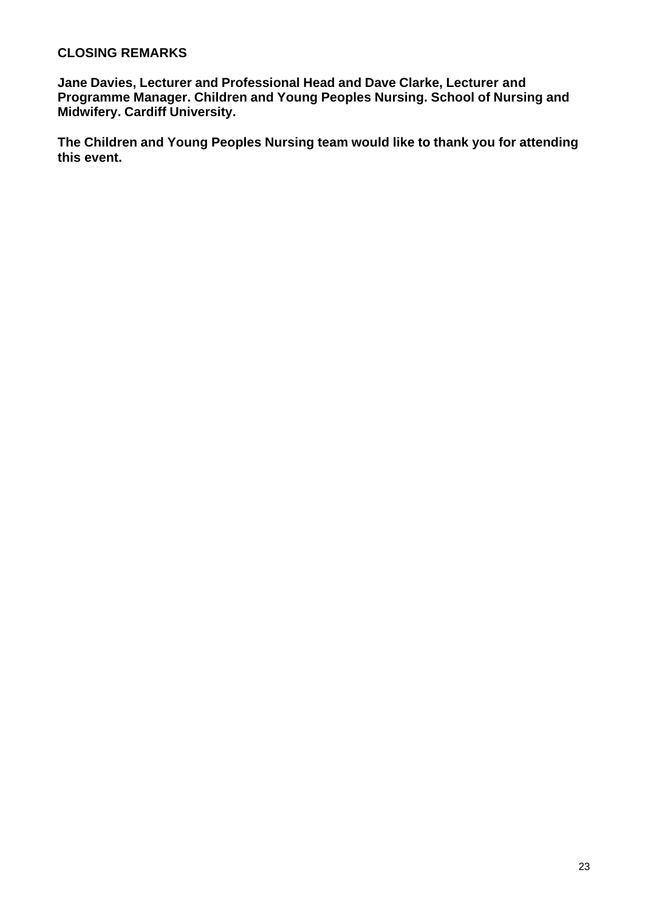## CLOSING REMARKS

**Jane Davies, Lecturer and Professional Head and Dave Clarke, Lecturer and Programme Manager. Children and Young Peoples Nursing. School of Nursing and Midwifery. Cardiff University.**

**The Children and Young Peoples Nursing team would like to thank you for attending this event.**